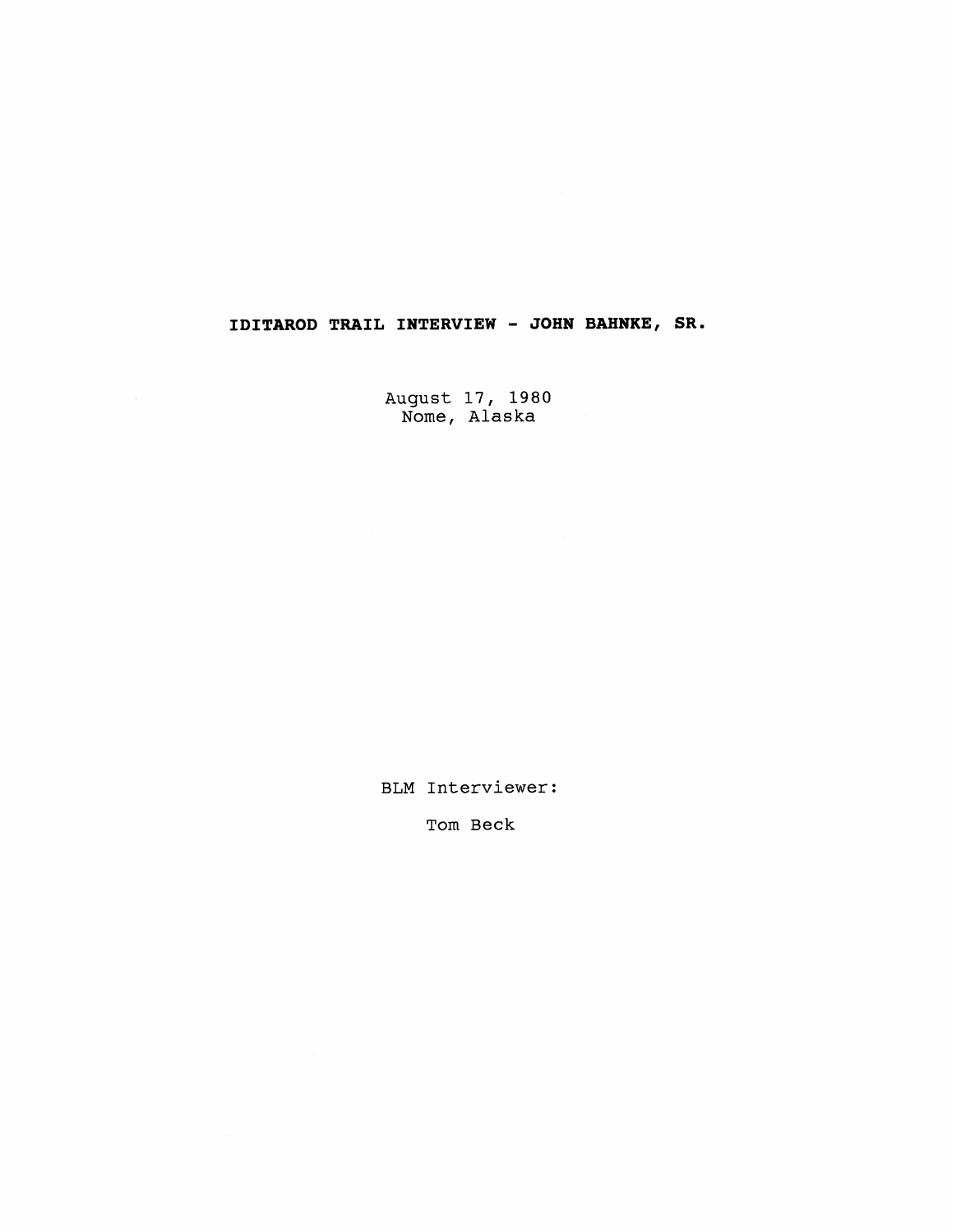# IDITAROD TRAIL INTERVIEW - JOHN BAHNKE, SR.

August 17, 1980
Nome, Alaska

BLM Interviewer:

Tom Beck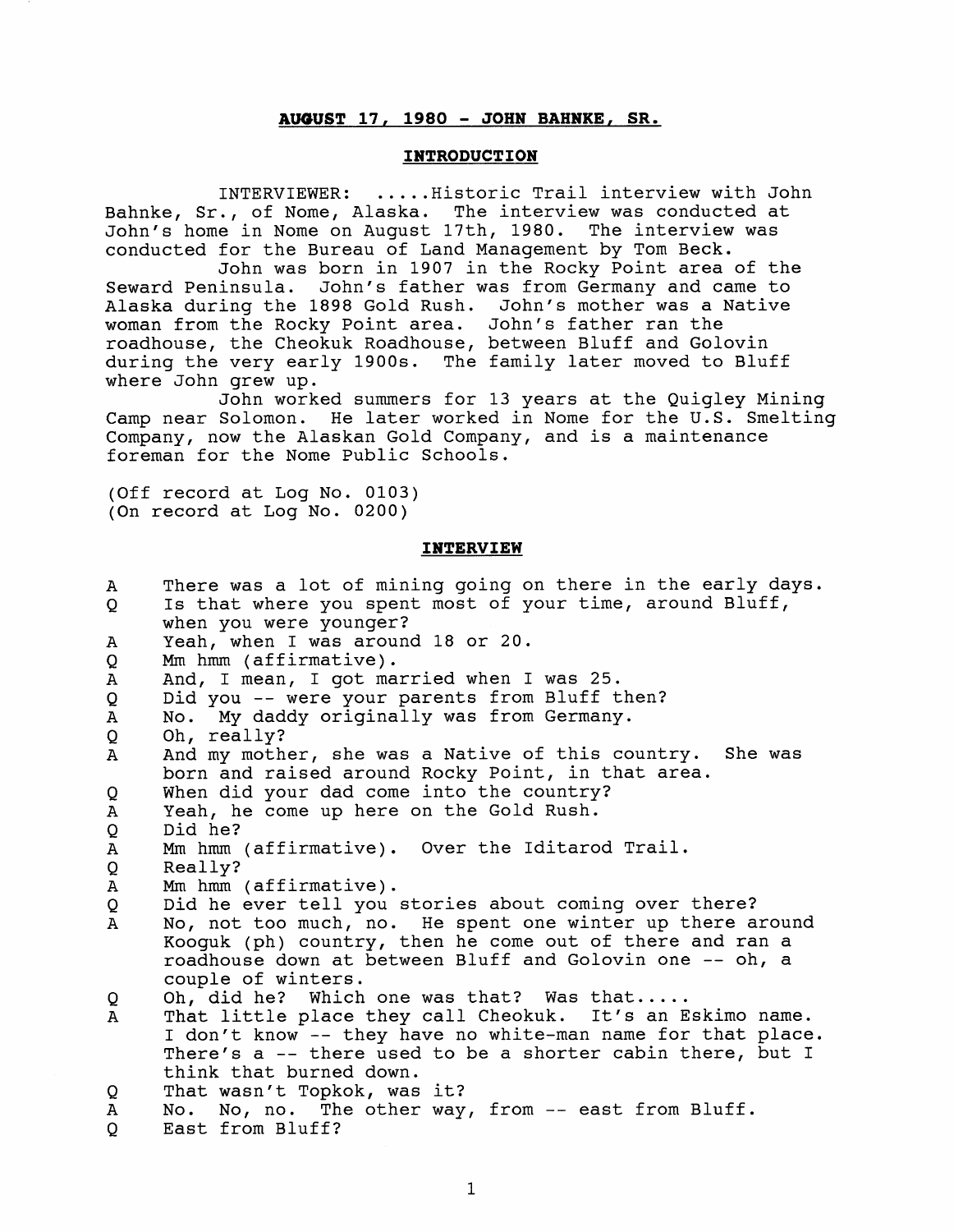**AUGUST 17, 1980 - JOHN BAHNKE, SR.**

## INTRODUCTION

INTERVIEWER: .....Historic Trail interview with John Bahnke, Sr., of Nome, Alaska. The interview was conducted at John's home in Nome on August 17th, 1980. The interview was conducted for the Bureau of Land Management by Tom Beck.

John was born in 1907 in the Rocky Point area of the Seward Peninsula. John's father was from Germany and came to Alaska during the 1898 Gold Rush. John's mother was a Native woman from the Rocky Point area. John's father ran the roadhouse, the Cheokuk Roadhouse, between Bluff and Golovin during the very early 1900s. The family later moved to Bluff where John grew up.

John worked summers for 13 years at the Quigley Mining Camp near Solomon. He later worked in Nome for the U.S. Smelting Company, now the Alaskan Gold Company, and is a maintenance foreman for the Nome Public Schools.

(Off record at Log No. 0103)
(On record at Log No. 0200)

## INTERVIEW

A There was a lot of mining going on there in the early days.

Q Is that where you spent most of your time, around Bluff, when you were younger?

A Yeah, when I was around 18 or 20.

Q Mm hmm (affirmative).

A And, I mean, I got married when I was 25.

Q Did you -- were your parents from Bluff then?

A No. My daddy originally was from Germany.

Q Oh, really?

A And my mother, she was a Native of this country. She was born and raised around Rocky Point, in that area.

Q When did your dad come into the country?

A Yeah, he come up here on the Gold Rush.

Q Did he?

A Mm hmm (affirmative). Over the Iditarod Trail.

Q Really?

A Mm hmm (affirmative).

Q Did he ever tell you stories about coming over there?

A No, not too much, no. He spent one winter up there around Kooguk (ph) country, then he come out of there and ran a roadhouse down at between Bluff and Golovin one -- oh, a couple of winters.

Q Oh, did he? Which one was that? Was that.....

A That little place they call Cheokuk. It's an Eskimo name. I don't know -- they have no white-man name for that place. There's a -- there used to be a shorter cabin there, but I think that burned down.

Q That wasn't Topkok, was it?

A No. No, no. The other way, from -- east from Bluff.

Q East from Bluff?